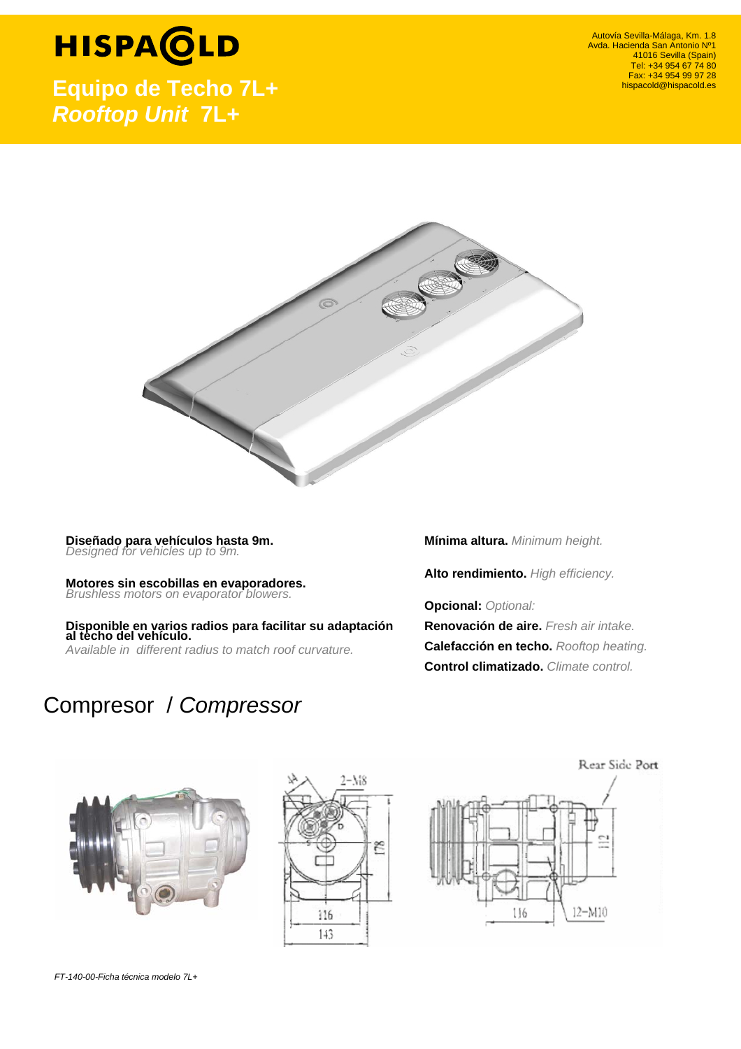# HISPACOLD

Autovía Sevilla-Málaga, Km. 1.8
Avda. Hacienda San Antonio Nº1
41016 Sevilla (Spain)
Tel: +34 954 67 74 80
Fax: +34 954 99 97 28
hispacold@hispacold.es

## Equipo de Techo 7L+
## *Rooftop Unit* 7L+

**Diseñado para vehículos hasta 9m.**
*Designed for vehicles up to 9m.*

**Motores sin escobillas en evaporadores.**
*Brushless motors on evaporator blowers.*

**Disponible en varios radios para facilitar su adaptación al techo del vehículo.**
*Available in different radius to match roof curvature.*

**Mínima altura.** *Minimum height.*

**Alto rendimiento.** *High efficiency.*

**Opcional:** *Optional:*
**Renovación de aire.** *Fresh air intake.*
**Calefacción en techo.** *Rooftop heating.*
**Control climatizado.** *Climate control.*

## Compresor / *Compressor*

*FT-140-00-Ficha técnica modelo 7L+*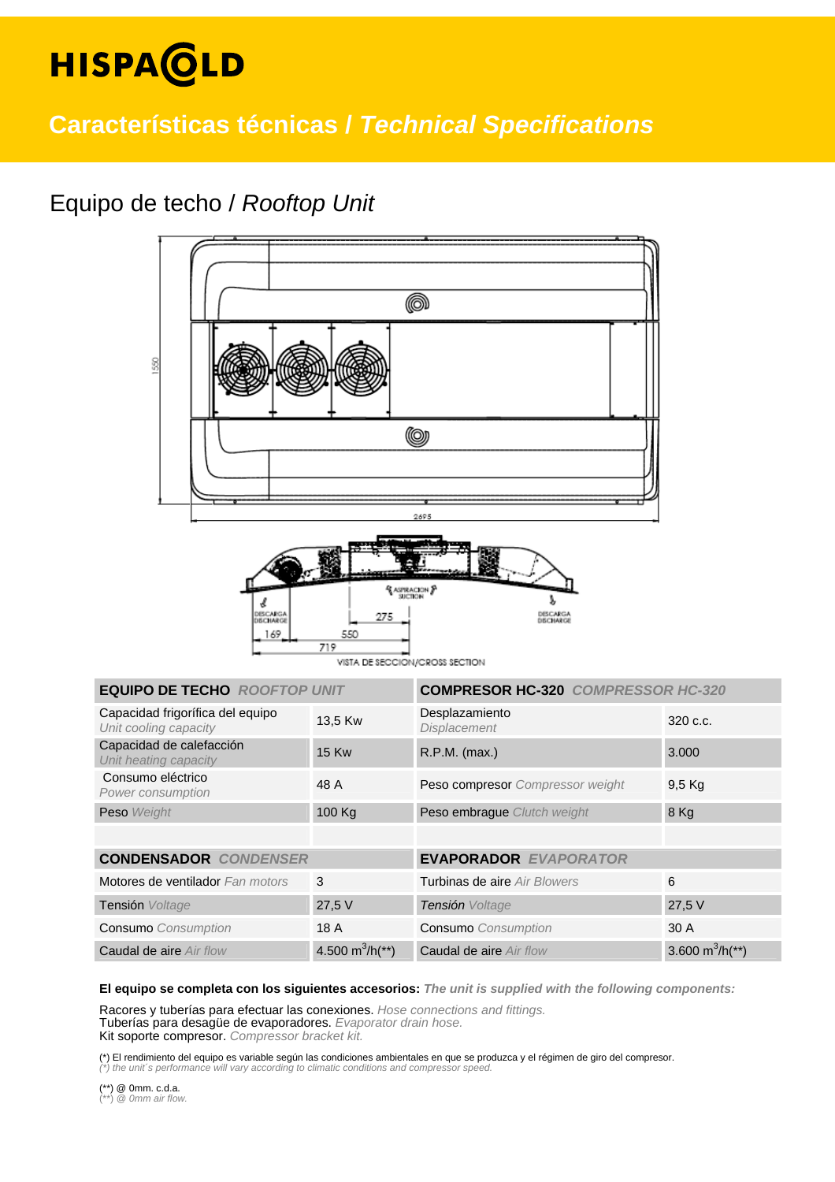HISPACOLD

# Características técnicas / *Technical Specifications*

## Equipo de techo / *Rooftop Unit*

1550

2695

ASPIRACION SUCTION

DESCARGA DISCHARGE

DESCARGA DISCHARGE

275

169

550

719

VISTA DE SECCION/CROSS SECTION

| **EQUIPO DE TECHO** *ROOFTOP UNIT* | | **COMPRESOR HC-320** *COMPRESSOR HC-320* | |
|---|---|---|---|
| Capacidad frigorífica del equipo *Unit cooling capacity* | 13,5 Kw | Desplazamiento *Displacement* | 320 c.c. |
| Capacidad de calefacción *Unit heating capacity* | 15 Kw | R.P.M. (max.) | 3.000 |
| Consumo eléctrico *Power consumption* | 48 A | Peso compresor *Compressor weight* | 9,5 Kg |
| Peso *Weight* | 100 Kg | Peso embrague *Clutch weight* | 8 Kg |
| | | | |
| **CONDENSADOR** *CONDENSER* | | **EVAPORADOR** *EVAPORATOR* | |
| Motores de ventilador *Fan motors* | 3 | Turbinas de aire *Air Blowers* | 6 |
| Tensión *Voltage* | 27,5 V | *Tensión Voltage* | 27,5 V |
| Consumo *Consumption* | 18 A | Consumo *Consumption* | 30 A |
| Caudal de aire *Air flow* | 4.500 $m^3$/h(**) | Caudal de aire *Air flow* | 3.600 $m^3$/h(**) |

**El equipo se completa con los siguientes accesorios:** ***The unit is supplied with the following components:***

Racores y tuberías para efectuar las conexiones. *Hose connections and fittings.*
Tuberías para desagüe de evaporadores. *Evaporator drain hose.*
Kit soporte compresor. *Compressor bracket kit.*

(*) El rendimiento del equipo es variable según las condiciones ambientales en que se produzca y el régimen de giro del compresor.
*(*) the unit´s performance will vary according to climatic conditions and compressor speed.*

(**) @ 0mm. c.d.a.
*(**) @ 0mm air flow.*